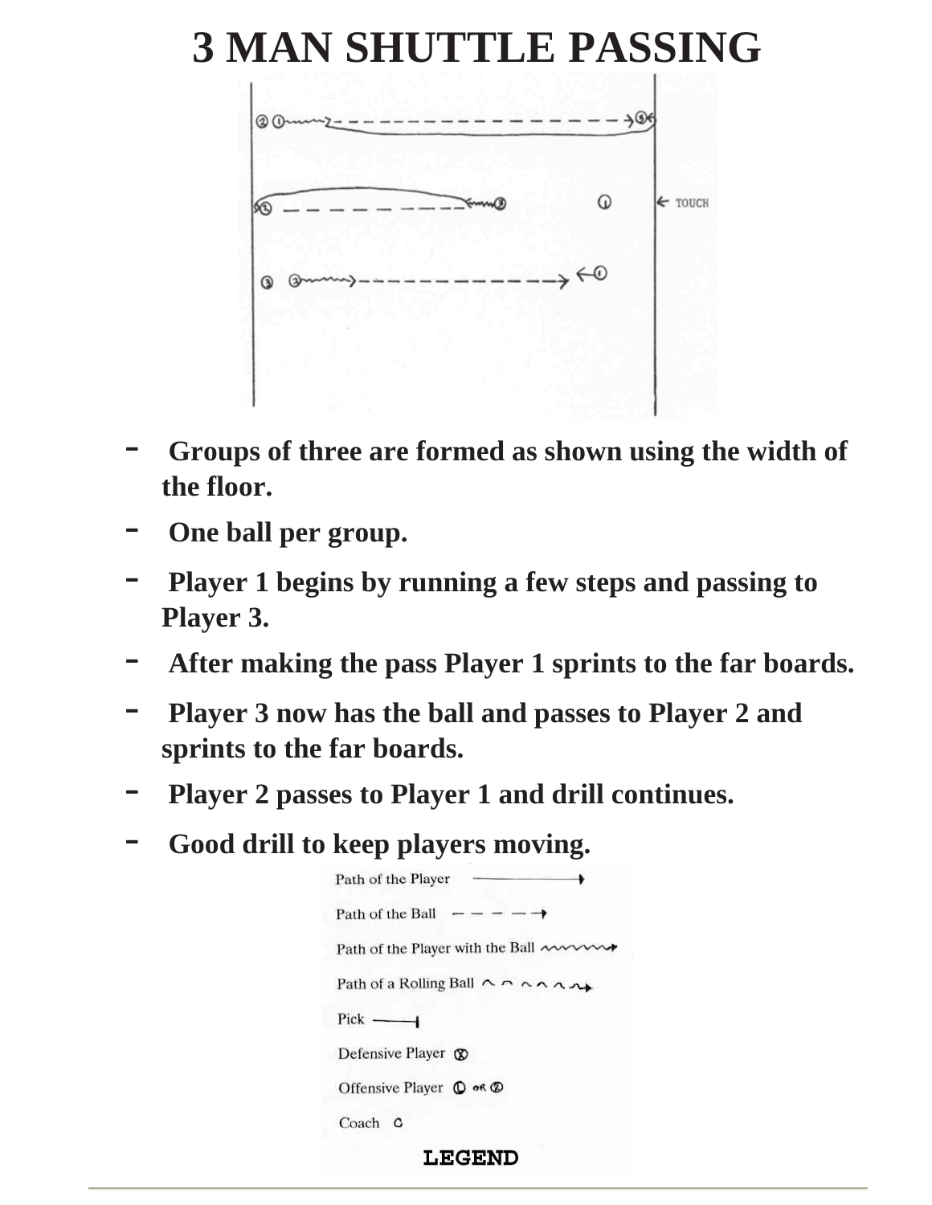# 3 MAN SHUTTLE PASSING

- Groups of three are formed as shown using the width of the floor.
- One ball per group.
- Player 1 begins by running a few steps and passing to Player 3.
- After making the pass Player 1 sprints to the far boards.
- Player 3 now has the ball and passes to Player 2 and sprints to the far boards.
- Player 2 passes to Player 1 and drill continues.
- Good drill to keep players moving.

**LEGEND**

- Path of the Player
- Path of the Ball
- Path of the Player with the Ball
- Path of a Rolling Ball
- Pick
- Defensive Player
- Offensive Player
- Coach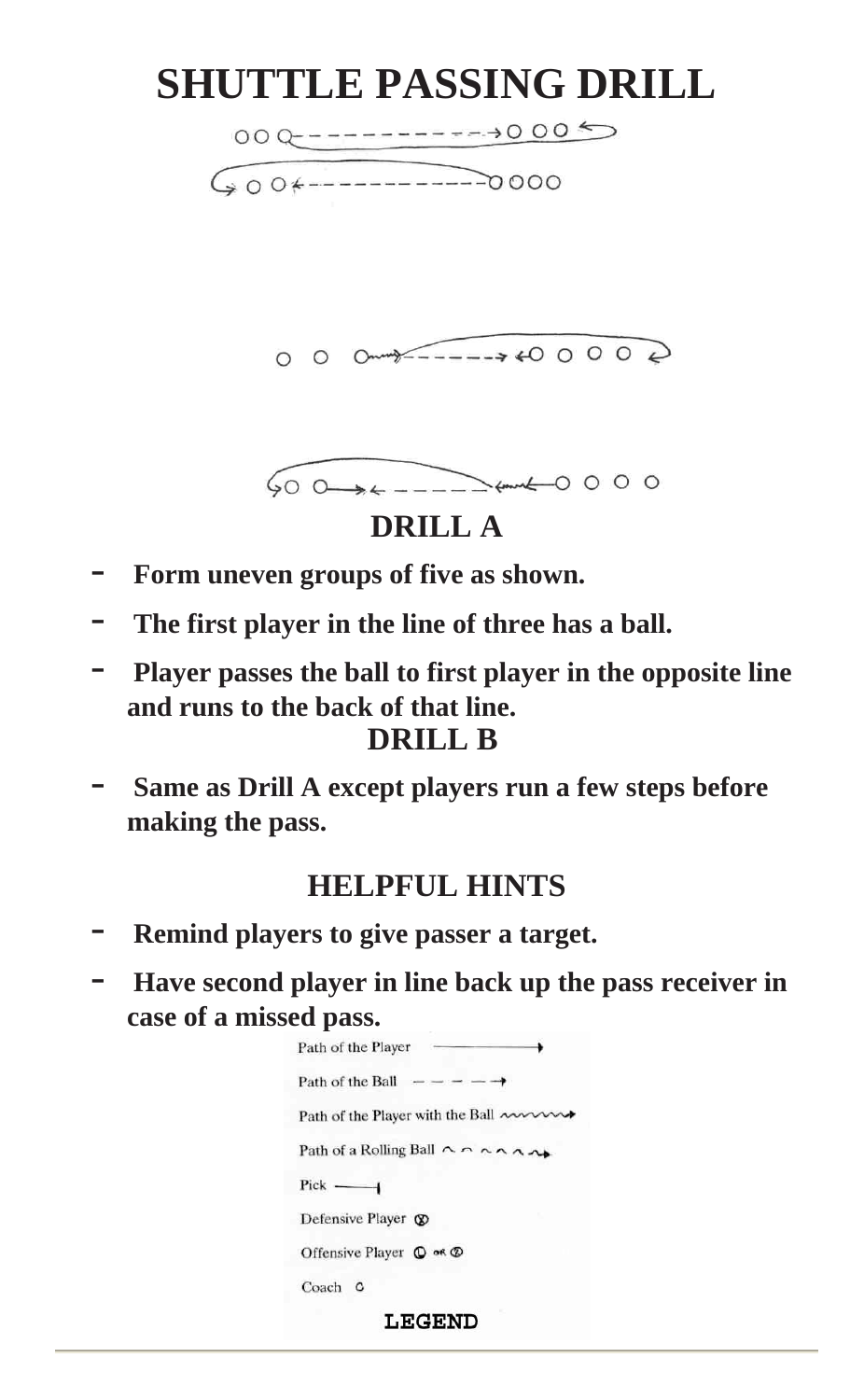# SHUTTLE PASSING DRILL

## DRILL A

- **Form uneven groups of five as shown.**
- **The first player in the line of three has a ball.**
- **Player passes the ball to first player in the opposite line and runs to the back of that line.**

## DRILL B

- **Same as Drill A except players run a few steps before making the pass.**

## HELPFUL HINTS

- **Remind players to give passer a target.**
- **Have second player in line back up the pass receiver in case of a missed pass.**

Path of the Player

Path of the Ball

Path of the Player with the Ball

Path of a Rolling Ball

Pick

Defensive Player

Offensive Player

Coach

**LEGEND**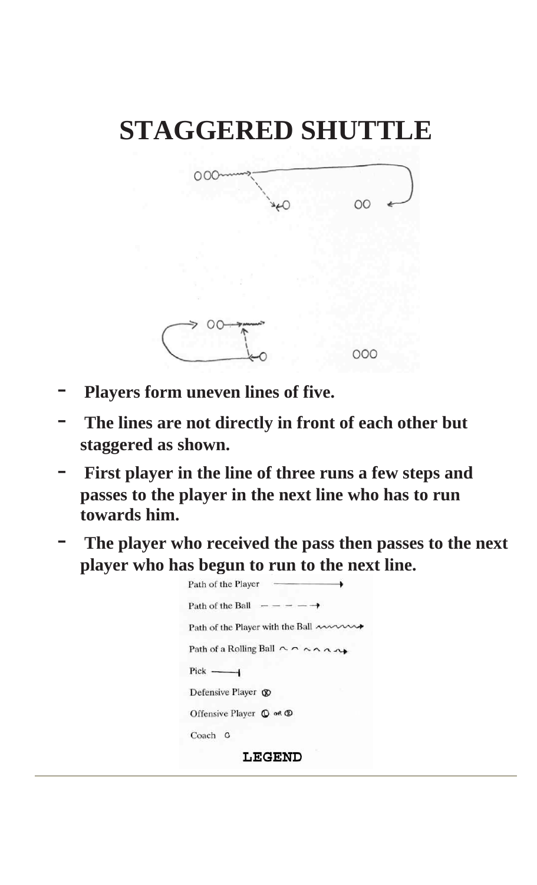# STAGGERED SHUTTLE

- Players form uneven lines of five.
- The lines are not directly in front of each other but staggered as shown.
- First player in the line of three runs a few steps and passes to the player in the next line who has to run towards him.
- The player who received the pass then passes to the next player who has begun to run to the next line.

Path of the Player

Path of the Ball

Path of the Player with the Ball

Path of a Rolling Ball

Pick

Defensive Player

Offensive Player

Coach

**LEGEND**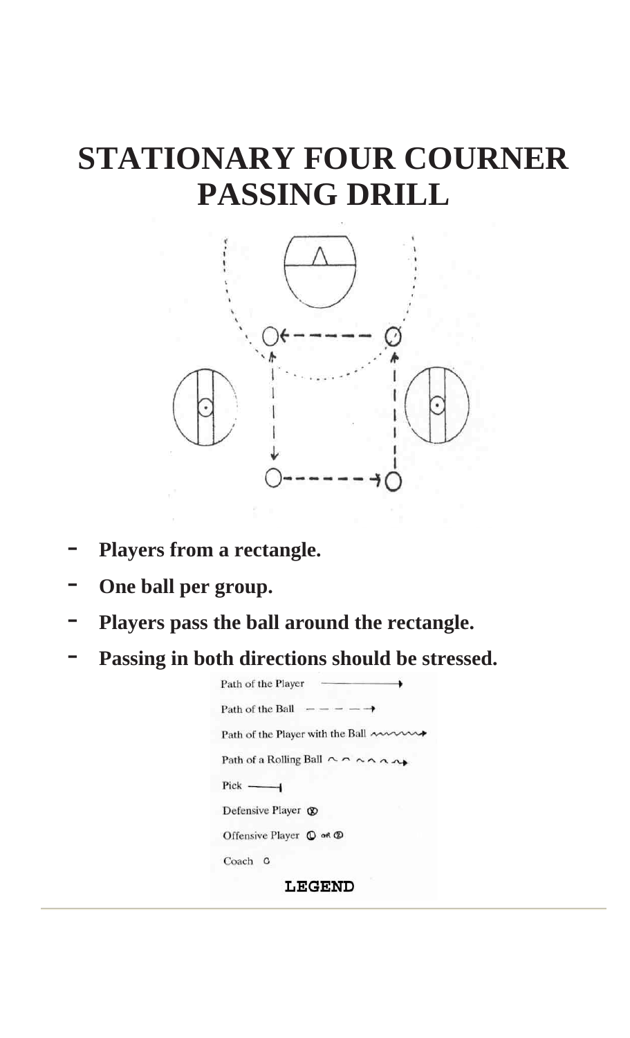# STATIONARY FOUR COURNER PASSING DRILL

- **Players from a rectangle.**
- **One ball per group.**
- **Players pass the ball around the rectangle.**
- **Passing in both directions should be stressed.**

Path of the Player
Path of the Ball
Path of the Player with the Ball
Path of a Rolling Ball
Pick
Defensive Player
Offensive Player
Coach

**LEGEND**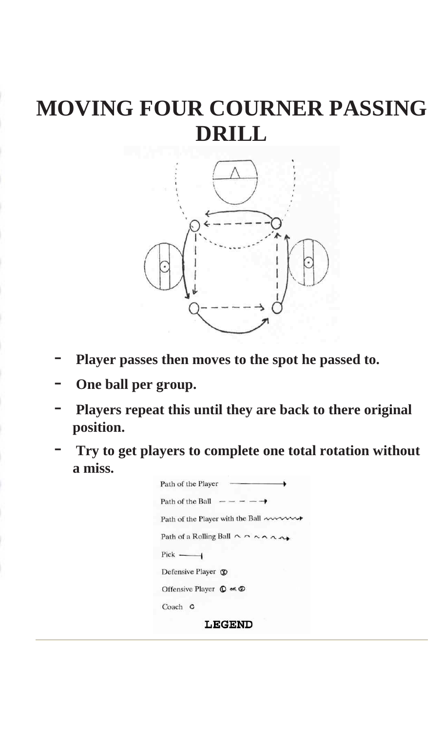# MOVING FOUR COURNER PASSING DRILL

- Player passes then moves to the spot he passed to.
- One ball per group.
- Players repeat this until they are back to there original position.
- Try to get players to complete one total rotation without a miss.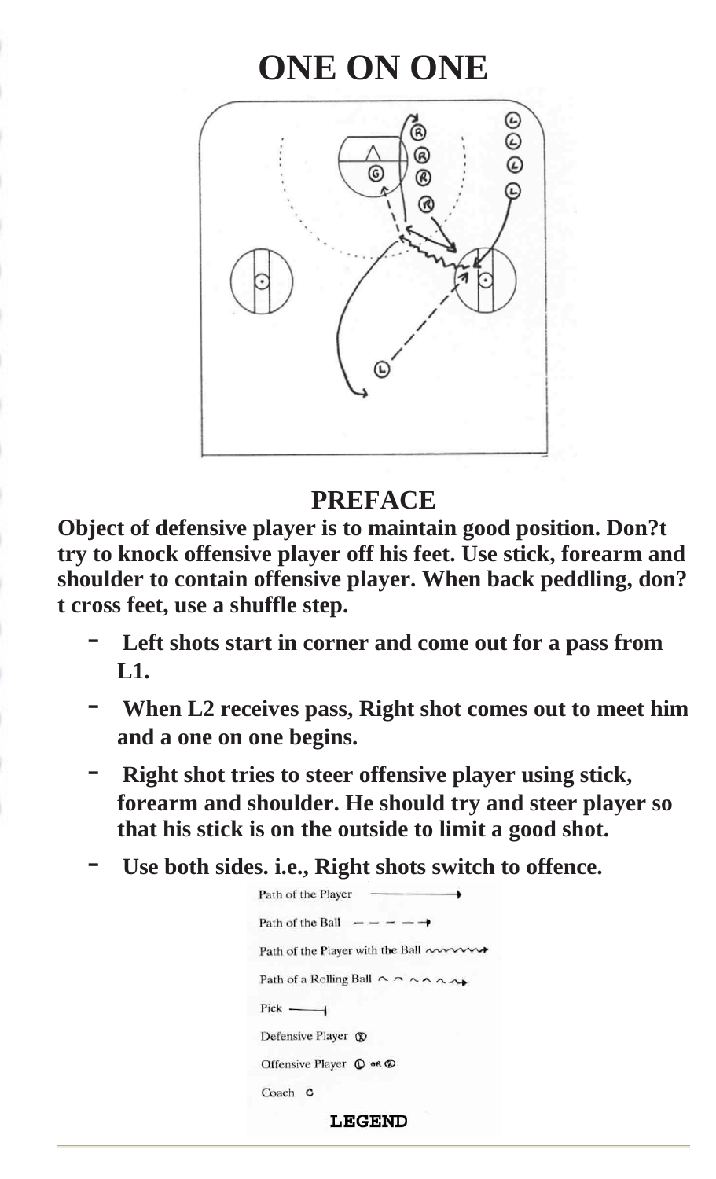# ONE ON ONE

## PREFACE

**Object of defensive player is to maintain good position. Don?t try to knock offensive player off his feet. Use stick, forearm and shoulder to contain offensive player. When back peddling, don?t cross feet, use a shuffle step.**

- **Left shots start in corner and come out for a pass from L1.**
- **When L2 receives pass, Right shot comes out to meet him and a one on one begins.**
- **Right shot tries to steer offensive player using stick, forearm and shoulder. He should try and steer player so that his stick is on the outside to limit a good shot.**
- **Use both sides. i.e., Right shots switch to offence.**

Path of the Player

Path of the Ball

Path of the Player with the Ball

Path of a Rolling Ball

Pick

Defensive Player

Offensive Player

Coach

**LEGEND**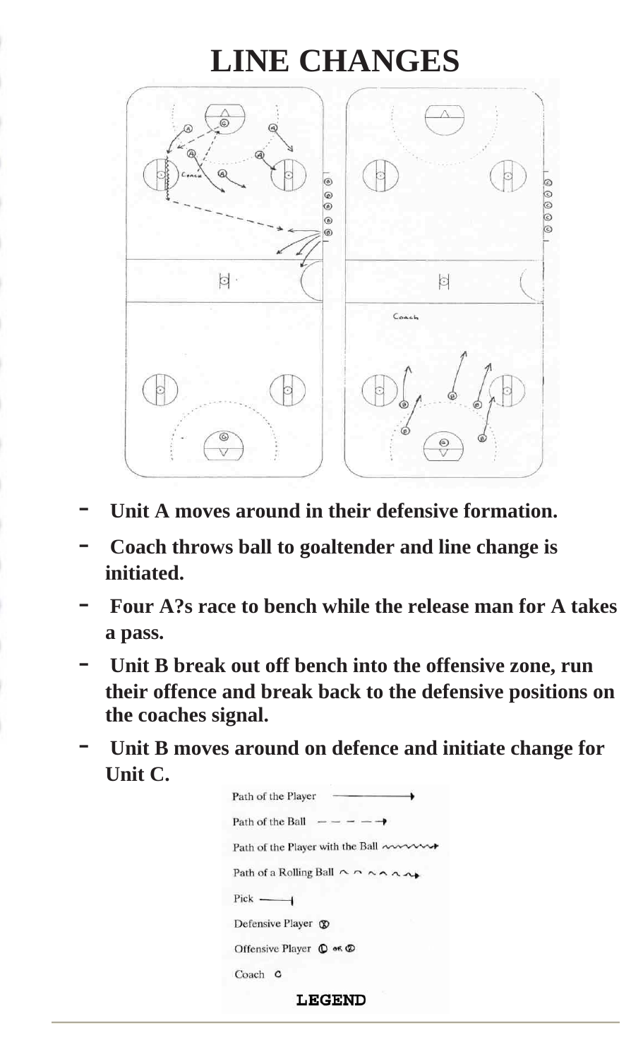# LINE CHANGES

- Unit A moves around in their defensive formation.
- Coach throws ball to goaltender and line change is initiated.
- Four A?s race to bench while the release man for A takes a pass.
- Unit B break out off bench into the offensive zone, run their offence and break back to the defensive positions on the coaches signal.
- Unit B moves around on defence and initiate change for Unit C.

Path of the Player
Path of the Ball
Path of the Player with the Ball
Path of a Rolling Ball
Pick
Defensive Player
Offensive Player
Coach

**LEGEND**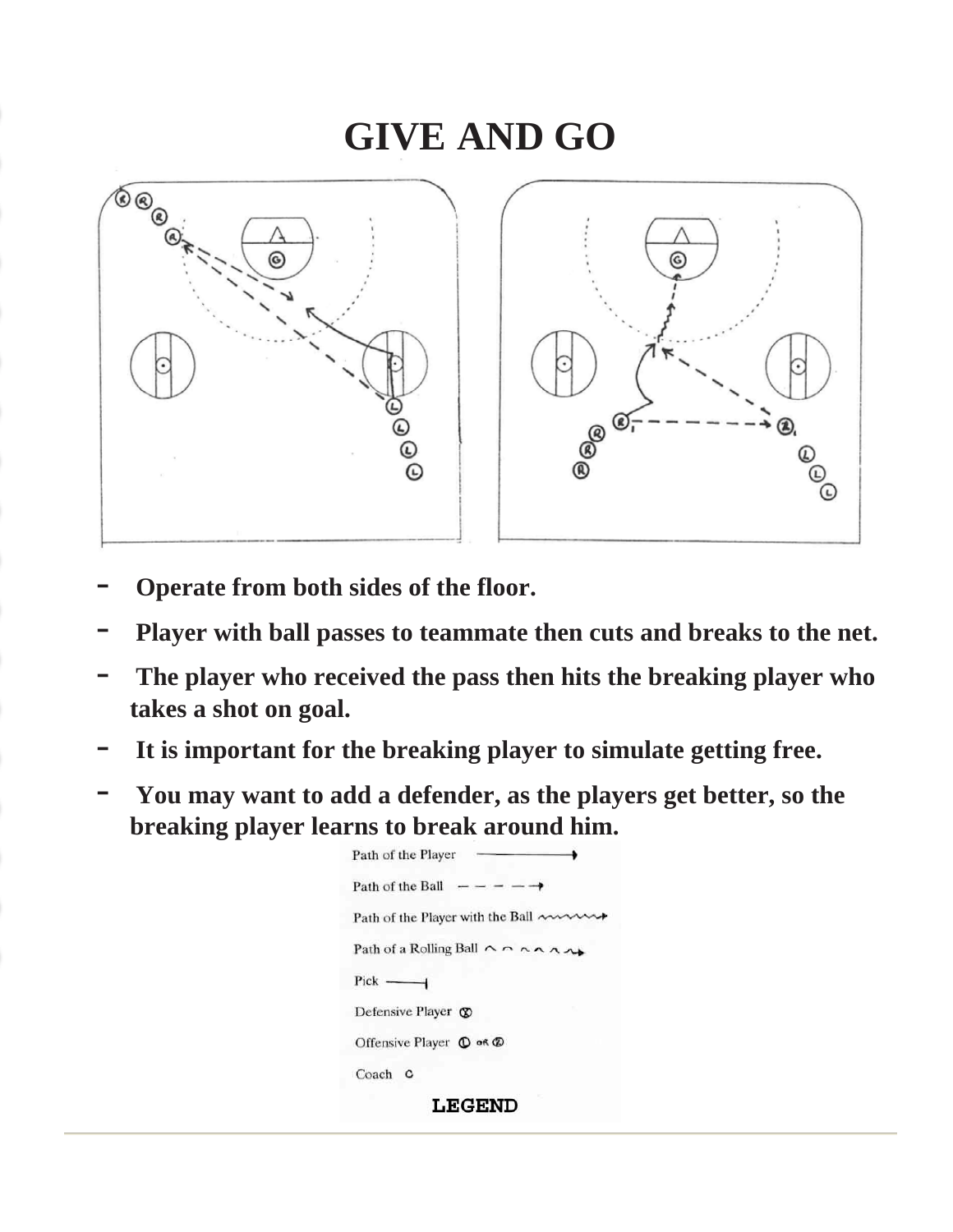# GIVE AND GO

- Operate from both sides of the floor.
- Player with ball passes to teammate then cuts and breaks to the net.
- The player who received the pass then hits the breaking player who takes a shot on goal.
- It is important for the breaking player to simulate getting free.
- You may want to add a defender, as the players get better, so the breaking player learns to break around him.

Path of the Player

Path of the Ball

Path of the Player with the Ball

Path of a Rolling Ball

Pick

Defensive Player

Offensive Player

Coach

**LEGEND**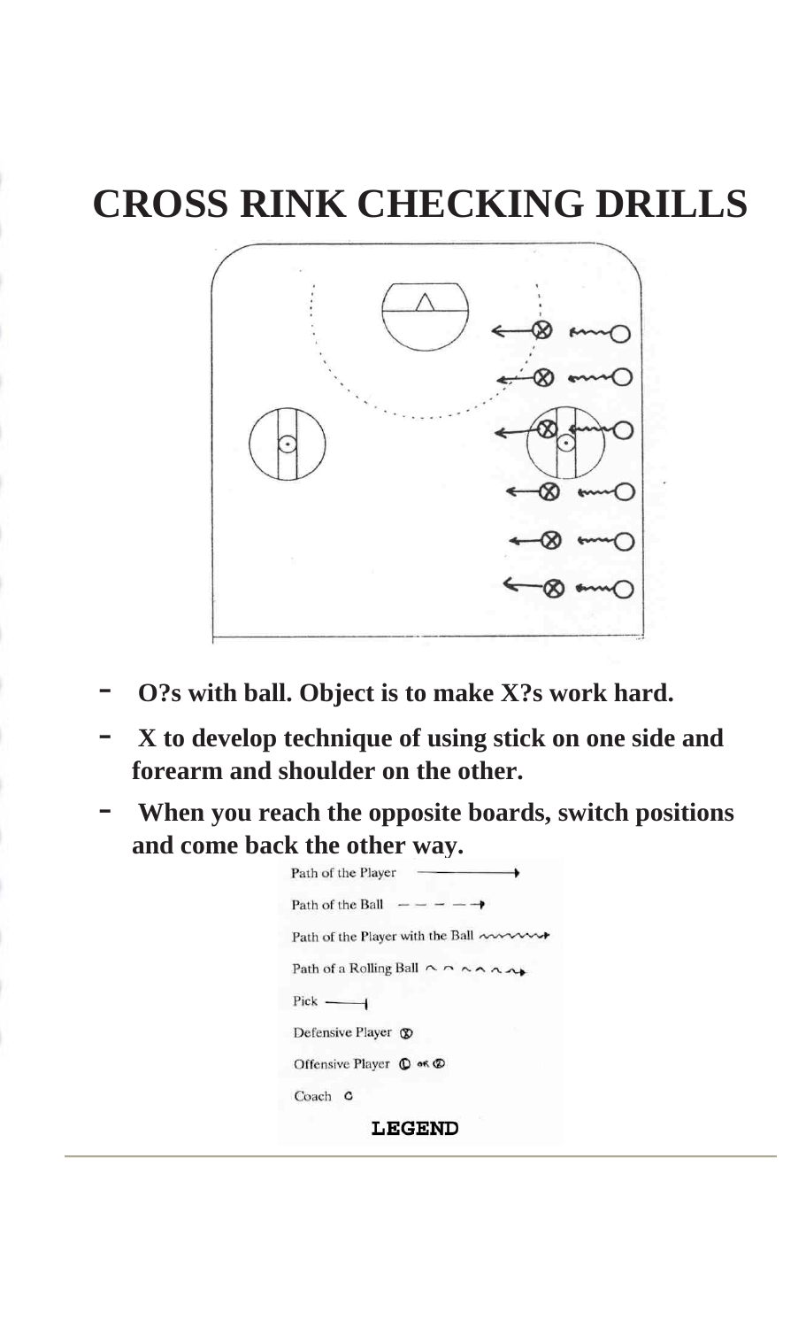# CROSS RINK CHECKING DRILLS

- O?s with ball. Object is to make X?s work hard.
- X to develop technique of using stick on one side and forearm and shoulder on the other.
- When you reach the opposite boards, switch positions and come back the other way.

Path of the Player

Path of the Ball

Path of the Player with the Ball

Path of a Rolling Ball

Pick

Defensive Player

Offensive Player

Coach

**LEGEND**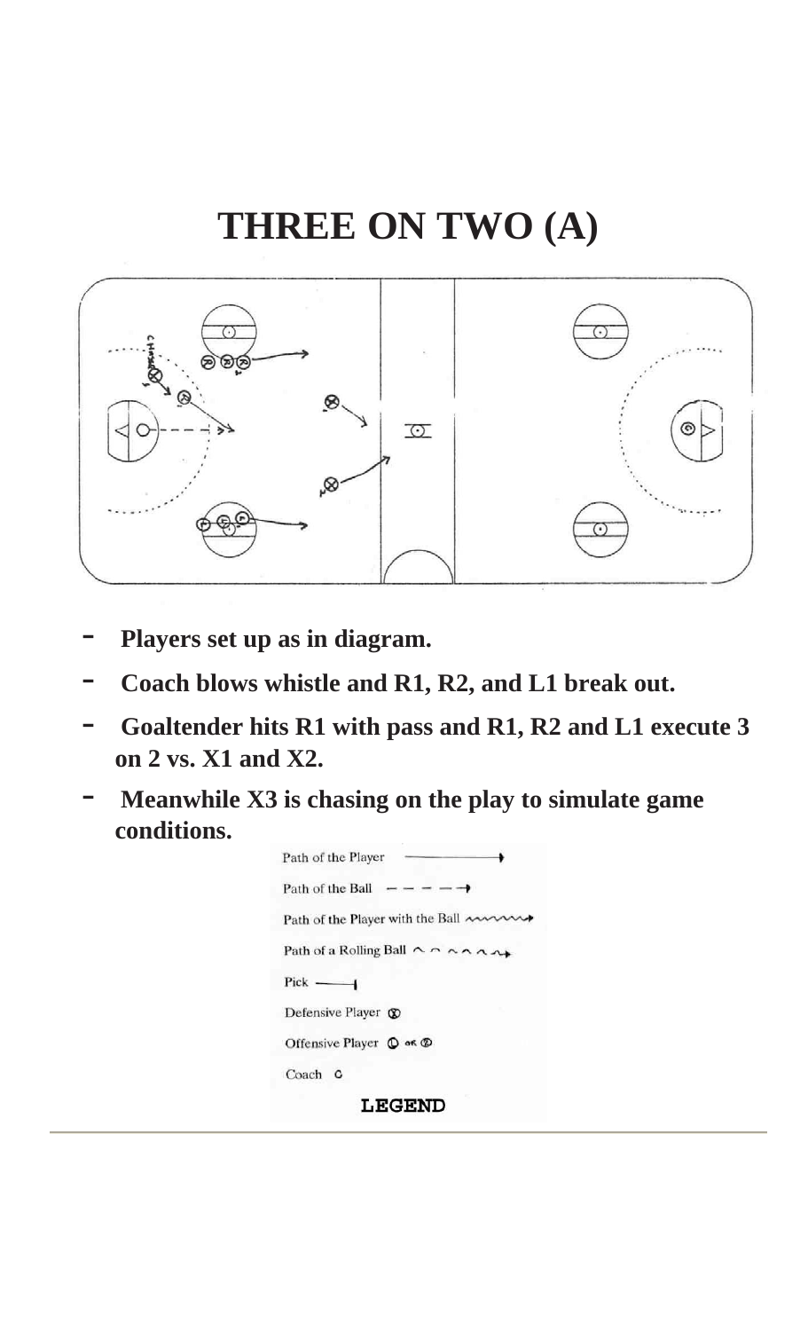# THREE ON TWO (A)

- Players set up as in diagram.
- Coach blows whistle and R1, R2, and L1 break out.
- Goaltender hits R1 with pass and R1, R2 and L1 execute 3 on 2 vs. X1 and X2.
- Meanwhile X3 is chasing on the play to simulate game conditions.

Path of the Player

Path of the Ball

Path of the Player with the Ball

Path of a Rolling Ball

Pick

Defensive Player

Offensive Player

Coach

**LEGEND**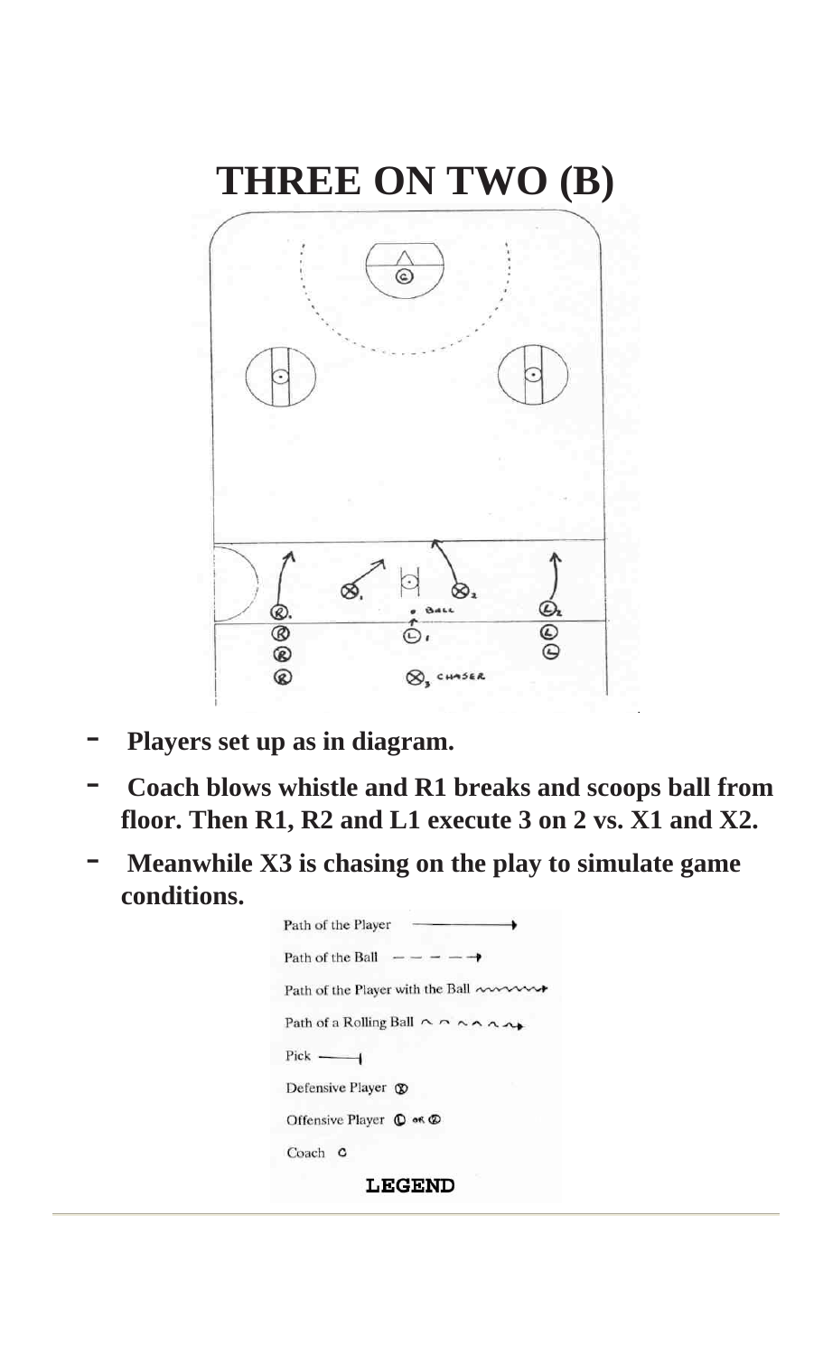# THREE ON TWO (B)

- Players set up as in diagram.
- Coach blows whistle and R1 breaks and scoops ball from floor. Then R1, R2 and L1 execute 3 on 2 vs. X1 and X2.
- Meanwhile X3 is chasing on the play to simulate game conditions.